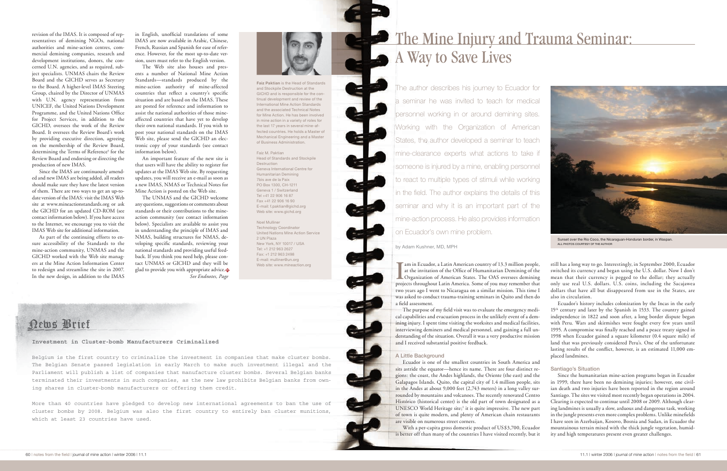revision of the IMAS. It is composed of representatives of demining NGOs, national authorities and mine-action centres, commercial demining companies, research and development institutions, donors, the concerned U.N. agencies, and as required, subject specialists. UNMAS chairs the Review Board and the GICHD serves as Secretary to the Board. A higher-level IMAS Steering Group, chaired by the Director of UNMAS with U.N. agency representation from UNICEF, the United Nations Development Programme, and the United Nations Office for Project Services, in addition to the GICHD, oversees the work of the Review Board. It oversees the Review Board's work by providing executive direction, agreeing on the membership of the Review Board, determining the Terms of Reference[5] for the Review Board and endorsing or directing the production of new IMAS.

Since the IMAS are continuously amended and new IMAS are being added, all readers should make sure they have the latest version of them. There are two ways to get an up-to-date version of the IMAS: visit the IMAS Web site at www.mineactionstandards.org or ask the GICHD for an updated CD-ROM (see contact information below). If you have access to the Internet, we encourage you to visit the IMAS Web site for additional information.

As part of the continuing efforts to ensure accessibility of the Standards to the mine-action community, UNMAS and the GICHD worked with the Web site managers at the Mine Action Information Center to redesign and streamline the site in 2007. In the new design, in addition to the IMAS in English, unofficial translations of some IMAS are now available in Arabic, Chinese, French, Russian and Spanish for ease of reference. However, for the most up-to-date version, users must refer to the English version.

The Web site also houses and presents a number of National Mine Action Standards—standards produced by the mine-action authority of mine-affected countries that reflect a country's specific situation and are based on the IMAS. These are posted for reference and information to assist the national authorities of those mine-affected countries that have yet to develop their own national standards. If you wish to post your national standards on the IMAS Web site, please send the GICHD an electronic copy of your standards (see contact information below).

An important feature of the new site is that users will have the ability to register for updates at the IMAS Web site. By requesting updates, you will receive an e-mail as soon as a new IMAS, NMAS or Technical Notes for Mine Action is posted on the Web site.

The UNMAS and the GICHD welcome any questions, suggestions or comments about standards or their contributions to the mine-action community (see contact information below). Specialists are available to assist you in understanding the principle of IMAS and NMAS, building structures for NMAS, developing specific standards, reviewing your national standards and providing useful feedback. If you think you need help, please contact UNMAS or GICHD and they will be glad to provide you with appropriate advice.

*See Endnotes, Page*

**Faiz Paktian** is the Head of Standards and Stockpile Destruction at the GICHD and is responsible for the continual development and review of the International Mine Action Standards and the associated Technical Notes for Mine Action. He has been involved in mine action in a variety of roles for the last 17 years in several mine-affected countries. He holds a Master of Mechanical Engineering and a Master of Business Administration.

Faiz M. Paktian
Head of Standards and Stockpile Destruction
Geneva International Centre for Humanitarian Demining
7bis ave de la Paix
PO Box 1300, CH-1211
Geneva 1 / Switzerland
Tel +41 22 906 16 87
Fax +41 22 906 16 90
E-mail: f.paktian@gichd.org
Web site: www.gichd.org

Noel Mulliner
Technology Coordinator
United Nations Mine Action Service
2 UN Plaza
New York, NY 10017 / USA
Tel: +1 212 963 2627
Fax: +1 212 963 2498
E-mail: mullinerl@un.org
Web site: www.mineaction.org

## News Brief

### Investment in Cluster-bomb Manufacturers Criminalized

Belgium is the first country to criminalize the investment in companies that make cluster bombs. The Belgian Senate passed legislation in early March to make such investment illegal and the Parliament will publish a list of companies that manufacture cluster bombs. Several Belgian banks terminated their investments in such companies, as the new law prohibits Belgian banks from owning shares in cluster-bomb manufacturers or offering them credit.

More than 40 countries have pledged to develop new international agreements to ban the use of cluster bombs by 2008. Belgium was also the first country to entirely ban cluster munitions, which at least 23 countries have used.

# The Mine Injury and Trauma Seminar: A Way to Save Lives

The author describes his journey to Ecuador for a seminar he was invited to teach for medical personnel working in or around demining sites. Working with the Organization of American States, the author developed a seminar to teach mine-clearance experts what actions to take if someone is injured by a mine, enabling personnel to react to multiple types of stimuli while working in the field. The author explains the details of this seminar and why it is an important part of the mine-action process. He also provides information on Ecuador's own mine problem.

by Adam Kushner, MD, MPH

Sunset over the Rio Coco, the Nicaraguan-Honduran border, in Waspan.
ALL PHOTOS COURTESY OF THE AUTHOR

I am in Ecuador, a Latin American country of 13.3 million people, at the invitation of the Office of Humanitarian Demining of the Organization of American States. The OAS oversees demining projects throughout Latin America. Some of you may remember that two years ago I went to Nicaragua on a similar mission. This time I was asked to conduct trauma-training seminars in Quito and then do a field assessment.

The purpose of my field visit was to evaluate the emergency medical capabilities and evacuation process in the unlikely event of a demining injury. I spent time visiting the worksites and medical facilities, interviewing deminers and medical personnel, and gaining a full understanding of the situation. Overall it was a very productive mission and I received substantial positive feedback.

### A Little Background

Ecuador is one of the smallest countries in South America and sits astride the equator—hence its name. There are four distinct regions: the coast, the Andes highlands, the Oriente (the east) and the Galapagos Islands. Quito, the capital city of 1.4 million people, sits in the Andes at about 9,000 feet (2,743 meters) in a long valley surrounded by mountains and volcanoes. The recently renovated Centro Histórico (historical center) is the old part of town designated as a UNESCO World Heritage site;[1] it is quite impressive. The new part of town is quite modern, and plenty of American chain restaurants are visible on numerous street corners.

With a per-capita gross domestic product of US$3,700, Ecuador is better off than many of the countries I have visited recently, but it still has a long way to go. Interestingly, in September 2000, Ecuador switched its currency and began using the U.S. dollar. Now I don't mean that their currency is pegged to the dollar; they actually only use real U.S. dollars. U.S. coins, including the Sacajawea dollars that have all but disappeared from use in the States, are also in circulation.

Ecuador's history includes colonization by the Incas in the early 15th century and later by the Spanish in 1533. The country gained independence in 1822 and soon after, a long border dispute began with Peru. Wars and skirmishes were fought every few years until 1995. A compromise was finally reached and a peace treaty signed in 1998 when Ecuador gained a square kilometer (0.4 square mile) of land that was previously considered Peru's. One of the unfortunate lasting results of the conflict, however, is an estimated 11,000 emplaced landmines.

### Santiago's Situation

Since the humanitarian mine-action programs began in Ecuador in 1999, there have been no demining injuries; however, one civilian death and two injuries have been reported in the region around Santiago. The sites we visited most recently began operations in 2004. Clearing is expected to continue until 2008 or 2009. Although clearing landmines is usually a slow, arduous and dangerous task, working in the jungle presents even more complex problems. Unlike minefields I have seen in Azerbaijan, Kosovo, Bosnia and Sudan, in Ecuador the mountainous terrain mixed with the thick jungle vegetation, humidity and high temperatures present even greater challenges.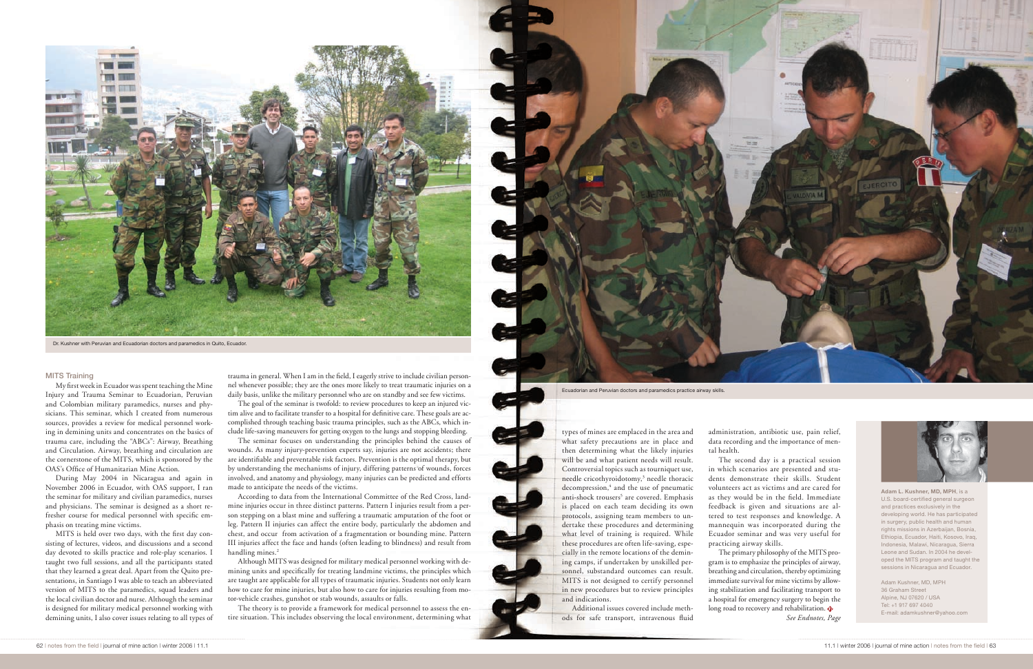Dr. Kushner with Peruvian and Ecuadorian doctors and paramedics in Quito, Ecuador.

## MITS Training

My first week in Ecuador was spent teaching the Mine Injury and Trauma Seminar to Ecuadorian, Peruvian and Colombian military paramedics, nurses and physicians. This seminar, which I created from numerous sources, provides a review for medical personnel working in demining units and concentrates on the basics of trauma care, including the "ABCs": Airway, Breathing and Circulation. Airway, breathing and circulation are the cornerstone of the MITS, which is sponsored by the OAS's Office of Humanitarian Mine Action.

During May 2004 in Nicaragua and again in November 2006 in Ecuador, with OAS support, I ran the seminar for military and civilian paramedics, nurses and physicians. The seminar is designed as a short refresher course for medical personnel with specific emphasis on treating mine victims.

MITS is held over two days, with the first day consisting of lectures, videos, and discussions and a second day devoted to skills practice and role-play scenarios. I taught two full sessions, and all the participants stated that they learned a great deal. Apart from the Quito presentations, in Santiago I was able to teach an abbreviated version of MITS to the paramedics, squad leaders and the local civilian doctor and nurse. Although the seminar is designed for military medical personnel working with demining units, I also cover issues relating to all types of trauma in general. When I am in the field, I eagerly strive to include civilian personnel whenever possible; they are the ones more likely to treat traumatic injuries on a daily basis, unlike the military personnel who are on standby and see few victims.

The goal of the seminar is twofold: to review procedures to keep an injured victim alive and to facilitate transfer to a hospital for definitive care. These goals are accomplished through teaching basic trauma principles, such as the ABCs, which include life-saving maneuvers for getting oxygen to the lungs and stopping bleeding.

The seminar focuses on understanding the principles behind the causes of wounds. As many injury-prevention experts say, injuries are not accidents; there are identifiable and preventable risk factors. Prevention is the optimal therapy, but by understanding the mechanisms of injury, differing patterns of wounds, forces involved, and anatomy and physiology, many injuries can be predicted and efforts made to anticipate the needs of the victims.

According to data from the International Committee of the Red Cross, landmine injuries occur in three distinct patterns. Pattern I injuries result from a person stepping on a blast mine and suffering a traumatic amputation of the foot or leg. Pattern II injuries can affect the entire body, particularly the abdomen and chest, and occur from activation of a fragmentation or bounding mine. Pattern III injuries affect the face and hands (often leading to blindness) and result from handling mines.[2]

Although MITS was designed for military medical personnel working with demining units and specifically for treating landmine victims, the principles which are taught are applicable for all types of traumatic injuries. Students not only learn how to care for mine injuries, but also how to care for injuries resulting from motor-vehicle crashes, gunshot or stab wounds, assaults or falls.

The theory is to provide a framework for medical personnel to assess the entire situation. This includes observing the local environment, determining what types of mines are emplaced in the area and what safety precautions are in place and then determining what the likely injuries will be and what patient needs will result. Controversial topics such as tourniquet use, needle cricothyroidotomy,[3] needle thoracic decompression,[4] and the use of pneumatic anti-shock trousers[5] are covered. Emphasis is placed on each team deciding its own protocols, assigning team members to undertake these procedures and determining what level of training is required. While these procedures are often life-saving, especially in the remote locations of the demining camps, if undertaken by unskilled personnel, substandard outcomes can result. MITS is not designed to certify personnel in new procedures but to review principles and indications.

Additional issues covered include methods for safe transport, intravenous fluid administration, antibiotic use, pain relief, data recording and the importance of mental health.

The second day is a practical session in which scenarios are presented and students demonstrate their skills. Student volunteers act as victims and are cared for as they would be in the field. Immediate feedback is given and situations are altered to test responses and knowledge. A mannequin was incorporated during the Ecuador seminar and was very useful for practicing airway skills.

The primary philosophy of the MITS program is to emphasize the principles of airway, breathing and circulation, thereby optimizing immediate survival for mine victims by allowing stabilization and facilitating transport to a hospital for emergency surgery to begin the long road to recovery and rehabilitation.

*See Endnotes, Page*

Ecuadorian and Peruvian doctors and paramedics practice airway skills.

**Adam L. Kushner, MD, MPH**, is a U.S. board-certified general surgeon and practices exclusively in the developing world. He has participated in surgery, public health and human rights missions in Azerbaijan, Bosnia, Ethiopia, Ecuador, Haiti, Kosovo, Iraq, Indonesia, Malawi, Nicaragua, Sierra Leone and Sudan. In 2004 he developed the MITS program and taught the sessions in Nicaragua and Ecuador.

Adam Kushner, MD, MPH
36 Graham Street
Alpine, NJ 07620 / USA
Tel: +1 917 697 4040
E-mail: adamkushner@yahoo.com